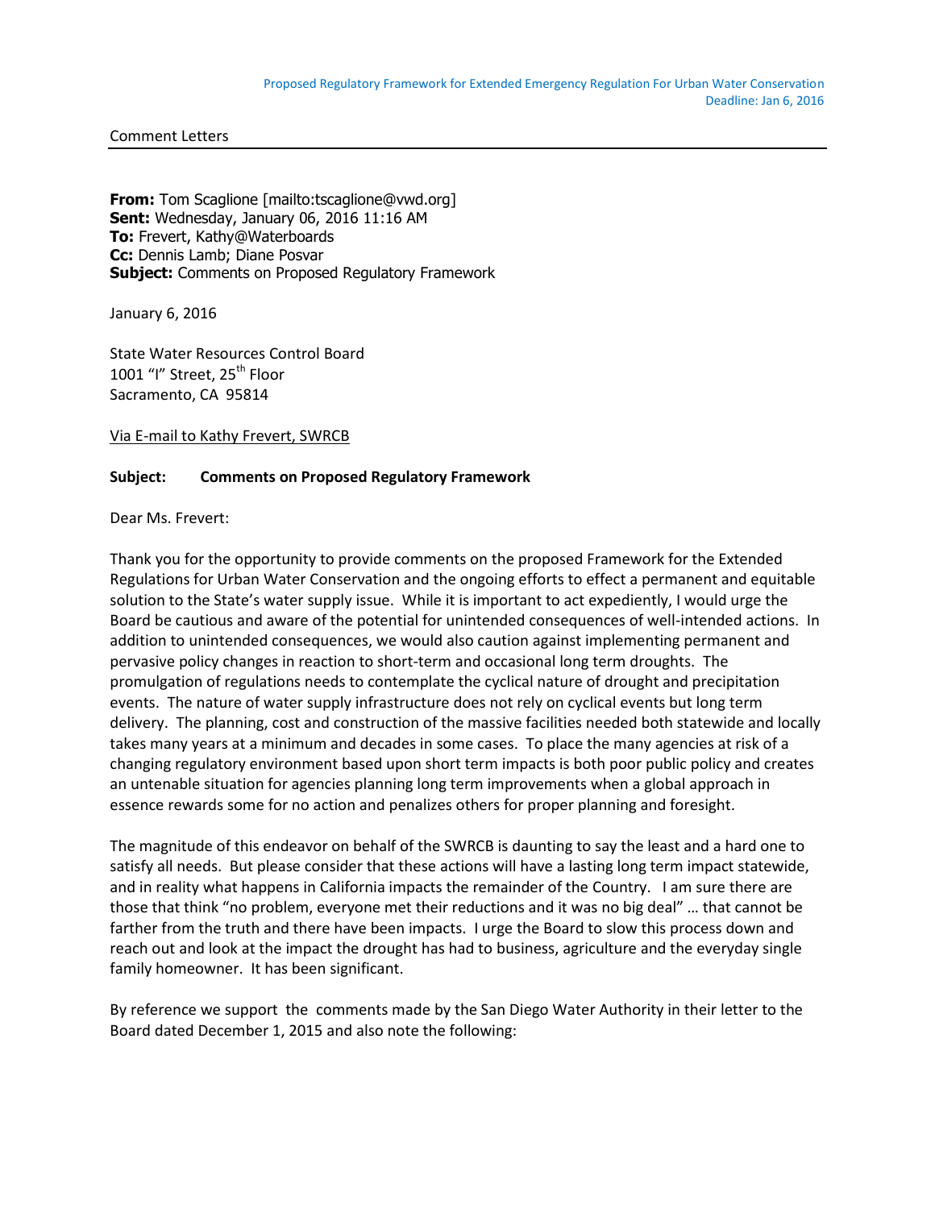Proposed Regulatory Framework for Extended Emergency Regulation For Urban Water Conservation
Deadline: Jan 6, 2016

Comment Letters

---

**From:** Tom Scaglione [mailto:tscaglione@vwd.org]
**Sent:** Wednesday, January 06, 2016 11:16 AM
**To:** Frevert, Kathy@Waterboards
**Cc:** Dennis Lamb; Diane Posvar
**Subject:** Comments on Proposed Regulatory Framework

January 6, 2016

State Water Resources Control Board
1001 "I" Street, 25th Floor
Sacramento, CA 95814

Via E-mail to Kathy Frevert, SWRCB

**Subject: Comments on Proposed Regulatory Framework**

Dear Ms. Frevert:

Thank you for the opportunity to provide comments on the proposed Framework for the Extended Regulations for Urban Water Conservation and the ongoing efforts to effect a permanent and equitable solution to the State's water supply issue. While it is important to act expediently, I would urge the Board be cautious and aware of the potential for unintended consequences of well-intended actions. In addition to unintended consequences, we would also caution against implementing permanent and pervasive policy changes in reaction to short-term and occasional long term droughts. The promulgation of regulations needs to contemplate the cyclical nature of drought and precipitation events. The nature of water supply infrastructure does not rely on cyclical events but long term delivery. The planning, cost and construction of the massive facilities needed both statewide and locally takes many years at a minimum and decades in some cases. To place the many agencies at risk of a changing regulatory environment based upon short term impacts is both poor public policy and creates an untenable situation for agencies planning long term improvements when a global approach in essence rewards some for no action and penalizes others for proper planning and foresight.

The magnitude of this endeavor on behalf of the SWRCB is daunting to say the least and a hard one to satisfy all needs. But please consider that these actions will have a lasting long term impact statewide, and in reality what happens in California impacts the remainder of the Country. I am sure there are those that think "no problem, everyone met their reductions and it was no big deal" … that cannot be farther from the truth and there have been impacts. I urge the Board to slow this process down and reach out and look at the impact the drought has had to business, agriculture and the everyday single family homeowner. It has been significant.

By reference we support the comments made by the San Diego Water Authority in their letter to the Board dated December 1, 2015 and also note the following: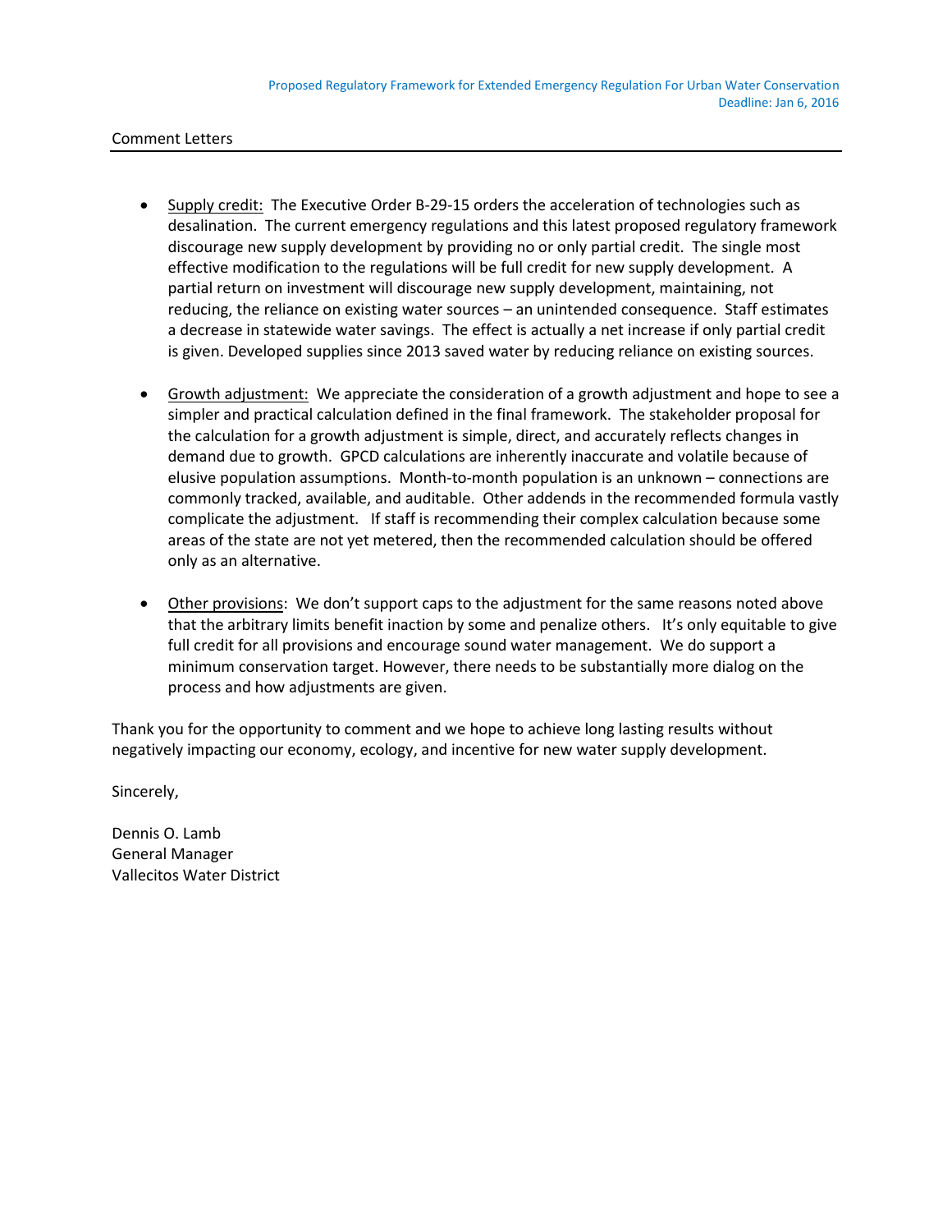Comment Letters

- Supply credit: The Executive Order B-29-15 orders the acceleration of technologies such as desalination. The current emergency regulations and this latest proposed regulatory framework discourage new supply development by providing no or only partial credit. The single most effective modification to the regulations will be full credit for new supply development. A partial return on investment will discourage new supply development, maintaining, not reducing, the reliance on existing water sources – an unintended consequence. Staff estimates a decrease in statewide water savings. The effect is actually a net increase if only partial credit is given. Developed supplies since 2013 saved water by reducing reliance on existing sources.

- Growth adjustment: We appreciate the consideration of a growth adjustment and hope to see a simpler and practical calculation defined in the final framework. The stakeholder proposal for the calculation for a growth adjustment is simple, direct, and accurately reflects changes in demand due to growth. GPCD calculations are inherently inaccurate and volatile because of elusive population assumptions. Month-to-month population is an unknown – connections are commonly tracked, available, and auditable. Other addends in the recommended formula vastly complicate the adjustment. If staff is recommending their complex calculation because some areas of the state are not yet metered, then the recommended calculation should be offered only as an alternative.

- Other provisions: We don't support caps to the adjustment for the same reasons noted above that the arbitrary limits benefit inaction by some and penalize others. It's only equitable to give full credit for all provisions and encourage sound water management. We do support a minimum conservation target. However, there needs to be substantially more dialog on the process and how adjustments are given.

Thank you for the opportunity to comment and we hope to achieve long lasting results without negatively impacting our economy, ecology, and incentive for new water supply development.

Sincerely,

Dennis O. Lamb
General Manager
Vallecitos Water District